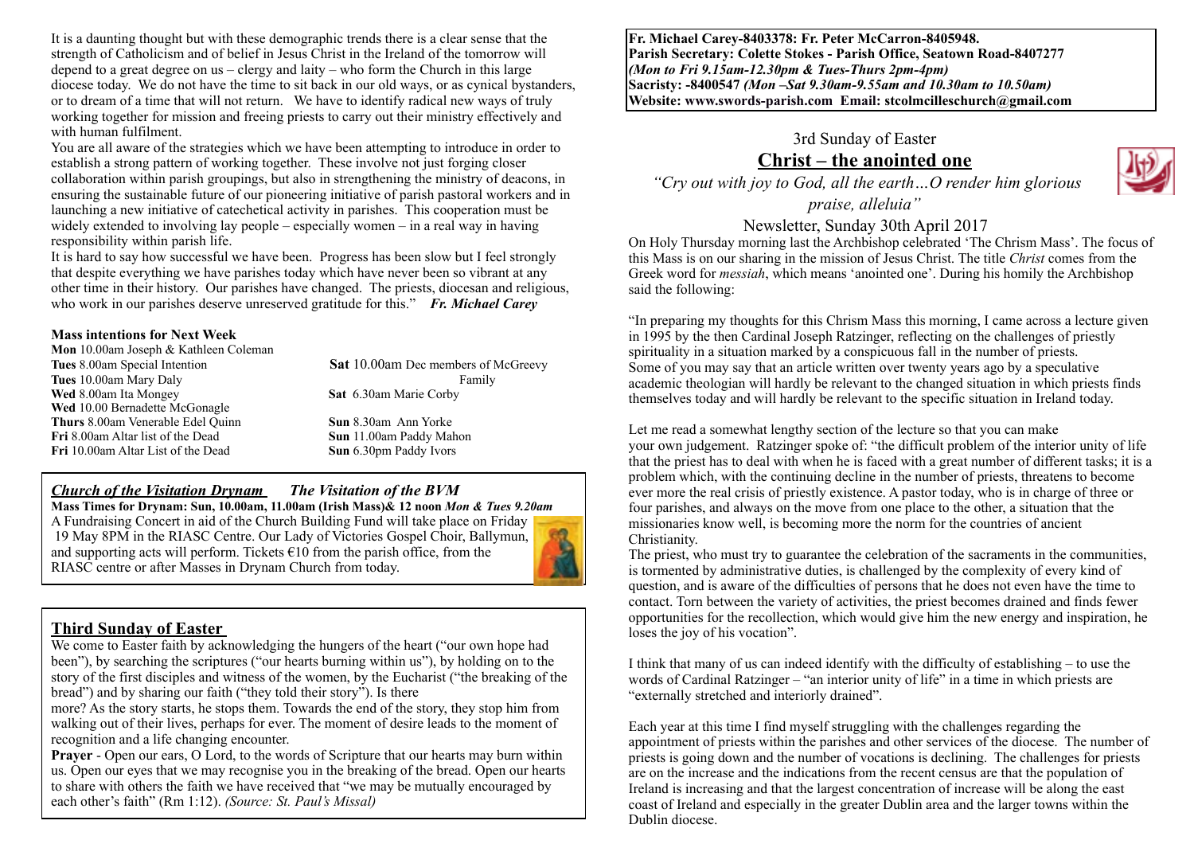It is a daunting thought but with these demographic trends there is a clear sense that the strength of Catholicism and of belief in Jesus Christ in the Ireland of the tomorrow will depend to a great degree on us – clergy and laity – who form the Church in this large diocese today. We do not have the time to sit back in our old ways, or as cynical bystanders, or to dream of a time that will not return. We have to identify radical new ways of truly working together for mission and freeing priests to carry out their ministry effectively and with human fulfilment.

You are all aware of the strategies which we have been attempting to introduce in order to establish a strong pattern of working together. These involve not just forging closer collaboration within parish groupings, but also in strengthening the ministry of deacons, in ensuring the sustainable future of our pioneering initiative of parish pastoral workers and in launching a new initiative of catechetical activity in parishes. This cooperation must be widely extended to involving lay people – especially women – in a real way in having responsibility within parish life.

It is hard to say how successful we have been. Progress has been slow but I feel strongly that despite everything we have parishes today which have never been so vibrant at any other time in their history. Our parishes have changed. The priests, diocesan and religious, who work in our parishes deserve unreserved gratitude for this." ***Fr. Michael Carey***

**Mass intentions for Next Week**

**Mon** 10.00am Joseph & Kathleen Coleman
**Tues** 8.00am Special Intention
**Tues** 10.00am Mary Daly
**Wed** 8.00am Ita Mongey
**Wed** 10.00 Bernadette McGonagle
**Thurs** 8.00am Venerable Edel Quinn
**Fri** 8.00am Altar list of the Dead
**Fri** 10.00am Altar List of the Dead
**Sat** 10.00am Dec members of McGreevy Family
**Sat** 6.30am Marie Corby
**Sun** 8.30am Ann Yorke
**Sun** 11.00am Paddy Mahon
**Sun** 6.30pm Paddy Ivors

***Church of the Visitation Drynam*** ***The Visitation of the BVM***

**Mass Times for Drynam: Sun, 10.00am, 11.00am (Irish Mass)& 12 noon** ***Mon & Tues 9.20am***

A Fundraising Concert in aid of the Church Building Fund will take place on Friday 19 May 8PM in the RIASC Centre. Our Lady of Victories Gospel Choir, Ballymun, and supporting acts will perform. Tickets €10 from the parish office, from the RIASC centre or after Masses in Drynam Church from today.

## Third Sunday of Easter

We come to Easter faith by acknowledging the hungers of the heart ("our own hope had been"), by searching the scriptures ("our hearts burning within us"), by holding on to the story of the first disciples and witness of the women, by the Eucharist ("the breaking of the bread") and by sharing our faith ("they told their story"). Is there more? As the story starts, he stops them. Towards the end of the story, they stop him from walking out of their lives, perhaps for ever. The moment of desire leads to the moment of recognition and a life changing encounter.

**Prayer** - Open our ears, O Lord, to the words of Scripture that our hearts may burn within us. Open our eyes that we may recognise you in the breaking of the bread. Open our hearts to share with others the faith we have received that "we may be mutually encouraged by each other's faith" (Rm 1:12). *(Source: St. Paul's Missal)*

**Fr. Michael Carey-8403378: Fr. Peter McCarron-8405948.**
**Parish Secretary: Colette Stokes - Parish Office, Seatown Road-8407277**
***(Mon to Fri 9.15am-12.30pm & Tues-Thurs 2pm-4pm)***
**Sacristy: -8400547** ***(Mon –Sat 9.30am-9.55am and 10.30am to 10.50am)***
**Website: www.swords-parish.com Email: stcolmcilleschurch@gmail.com**

3rd Sunday of Easter

# Christ – the anointed one

*"Cry out with joy to God, all the earth…O render him glorious praise, alleluia"*

Newsletter, Sunday 30th April 2017

On Holy Thursday morning last the Archbishop celebrated 'The Chrism Mass'. The focus of this Mass is on our sharing in the mission of Jesus Christ. The title *Christ* comes from the Greek word for *messiah*, which means 'anointed one'. During his homily the Archbishop said the following:

"In preparing my thoughts for this Chrism Mass this morning, I came across a lecture given in 1995 by the then Cardinal Joseph Ratzinger, reflecting on the challenges of priestly spirituality in a situation marked by a conspicuous fall in the number of priests. Some of you may say that an article written over twenty years ago by a speculative academic theologian will hardly be relevant to the changed situation in which priests finds themselves today and will hardly be relevant to the specific situation in Ireland today.

Let me read a somewhat lengthy section of the lecture so that you can make your own judgement. Ratzinger spoke of: "the difficult problem of the interior unity of life that the priest has to deal with when he is faced with a great number of different tasks; it is a problem which, with the continuing decline in the number of priests, threatens to become ever more the real crisis of priestly existence. A pastor today, who is in charge of three or four parishes, and always on the move from one place to the other, a situation that the missionaries know well, is becoming more the norm for the countries of ancient Christianity.

The priest, who must try to guarantee the celebration of the sacraments in the communities, is tormented by administrative duties, is challenged by the complexity of every kind of question, and is aware of the difficulties of persons that he does not even have the time to contact. Torn between the variety of activities, the priest becomes drained and finds fewer opportunities for the recollection, which would give him the new energy and inspiration, he loses the joy of his vocation".

I think that many of us can indeed identify with the difficulty of establishing – to use the words of Cardinal Ratzinger – "an interior unity of life" in a time in which priests are "externally stretched and interiorly drained".

Each year at this time I find myself struggling with the challenges regarding the appointment of priests within the parishes and other services of the diocese. The number of priests is going down and the number of vocations is declining. The challenges for priests are on the increase and the indications from the recent census are that the population of Ireland is increasing and that the largest concentration of increase will be along the east coast of Ireland and especially in the greater Dublin area and the larger towns within the Dublin diocese.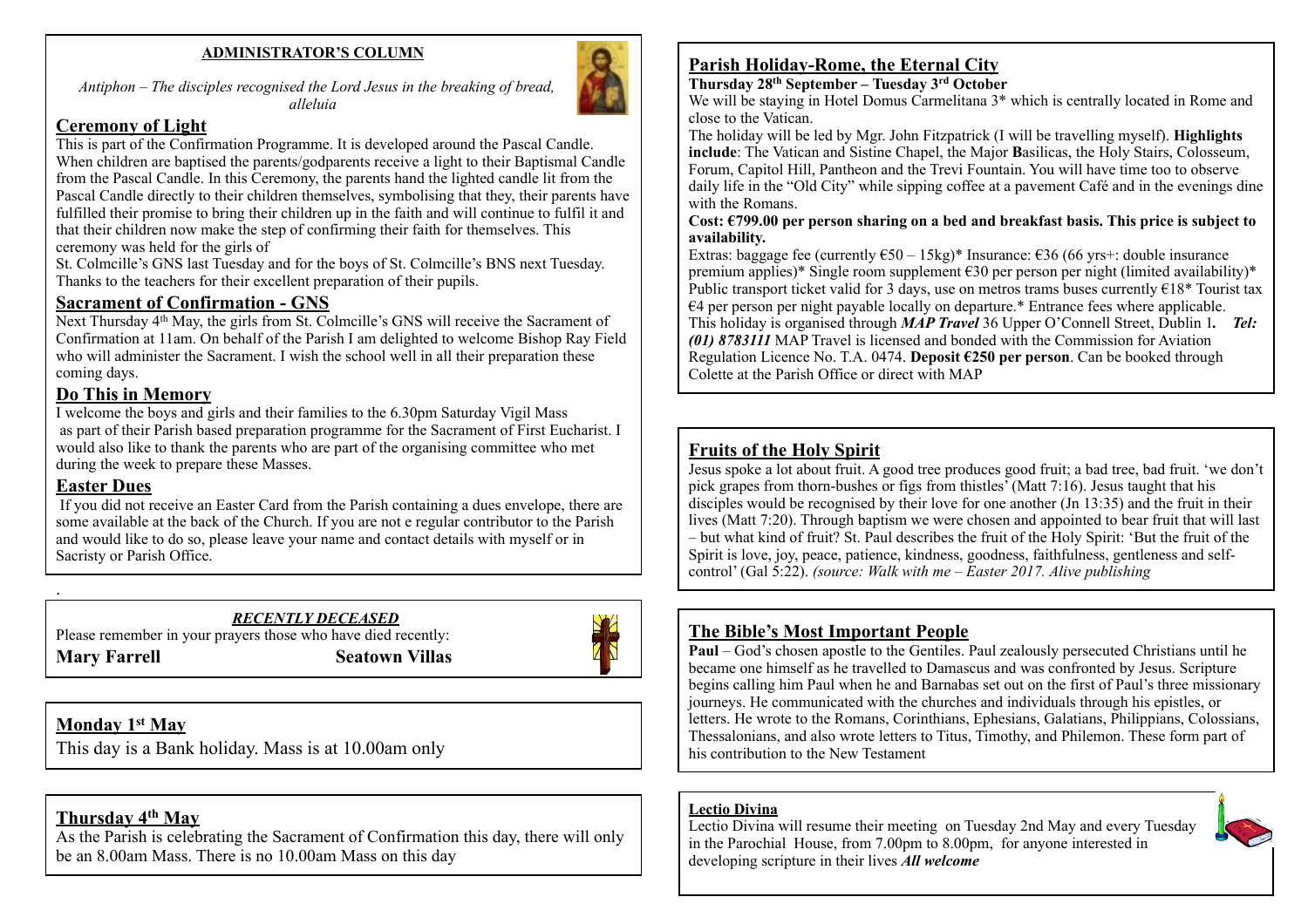#### ADMINISTRATOR'S COLUMN

*Antiphon – The disciples recognised the Lord Jesus in the breaking of bread, alleluia*

## Ceremony of Light

This is part of the Confirmation Programme. It is developed around the Pascal Candle. When children are baptised the parents/godparents receive a light to their Baptismal Candle from the Pascal Candle. In this Ceremony, the parents hand the lighted candle lit from the Pascal Candle directly to their children themselves, symbolising that they, their parents have fulfilled their promise to bring their children up in the faith and will continue to fulfil it and that their children now make the step of confirming their faith for themselves. This ceremony was held for the girls of St. Colmcille's GNS last Tuesday and for the boys of St. Colmcille's BNS next Tuesday. Thanks to the teachers for their excellent preparation of their pupils.

## Sacrament of Confirmation - GNS

Next Thursday 4th May, the girls from St. Colmcille's GNS will receive the Sacrament of Confirmation at 11am. On behalf of the Parish I am delighted to welcome Bishop Ray Field who will administer the Sacrament. I wish the school well in all their preparation these coming days.

## Do This in Memory

I welcome the boys and girls and their families to the 6.30pm Saturday Vigil Mass as part of their Parish based preparation programme for the Sacrament of First Eucharist. I would also like to thank the parents who are part of the organising committee who met during the week to prepare these Masses.

## Easter Dues

If you did not receive an Easter Card from the Parish containing a dues envelope, there are some available at the back of the Church. If you are not e regular contributor to the Parish and would like to do so, please leave your name and contact details with myself or in Sacristy or Parish Office.

***RECENTLY DECEASED***

Please remember in your prayers those who have died recently:

**Mary Farrell** **Seatown Villas**

## Monday 1st May

This day is a Bank holiday. Mass is at 10.00am only

## Thursday 4th May

As the Parish is celebrating the Sacrament of Confirmation this day, there will only be an 8.00am Mass. There is no 10.00am Mass on this day

## Parish Holiday-Rome, the Eternal City

**Thursday 28th September – Tuesday 3rd October**

We will be staying in Hotel Domus Carmelitana 3* which is centrally located in Rome and close to the Vatican.

The holiday will be led by Mgr. John Fitzpatrick (I will be travelling myself). **Highlights include**: The Vatican and Sistine Chapel, the Major **B**asilicas, the Holy Stairs, Colosseum, Forum, Capitol Hill, Pantheon and the Trevi Fountain. You will have time too to observe daily life in the "Old City" while sipping coffee at a pavement Café and in the evenings dine with the Romans.

**Cost: €799.00 per person sharing on a bed and breakfast basis. This price is subject to availability.**

Extras: baggage fee (currently €50 – 15kg)* Insurance: €36 (66 yrs+: double insurance premium applies)* Single room supplement €30 per person per night (limited availability)* Public transport ticket valid for 3 days, use on metros trams buses currently €18* Tourist tax €4 per person per night payable locally on departure.* Entrance fees where applicable. This holiday is organised through ***MAP Travel*** 36 Upper O'Connell Street, Dublin 1**.** ***Tel: (01) 8783111*** MAP Travel is licensed and bonded with the Commission for Aviation Regulation Licence No. T.A. 0474. **Deposit €250 per person**. Can be booked through Colette at the Parish Office or direct with MAP

## Fruits of the Holy Spirit

Jesus spoke a lot about fruit. A good tree produces good fruit; a bad tree, bad fruit. 'we don't pick grapes from thorn-bushes or figs from thistles' (Matt 7:16). Jesus taught that his disciples would be recognised by their love for one another (Jn 13:35) and the fruit in their lives (Matt 7:20). Through baptism we were chosen and appointed to bear fruit that will last – but what kind of fruit? St. Paul describes the fruit of the Holy Spirit: 'But the fruit of the Spirit is love, joy, peace, patience, kindness, goodness, faithfulness, gentleness and self-control' (Gal 5:22). *(source: Walk with me – Easter 2017. Alive publishing*

## The Bible's Most Important People

**Paul** – God's chosen apostle to the Gentiles. Paul zealously persecuted Christians until he became one himself as he travelled to Damascus and was confronted by Jesus. Scripture begins calling him Paul when he and Barnabas set out on the first of Paul's three missionary journeys. He communicated with the churches and individuals through his epistles, or letters. He wrote to the Romans, Corinthians, Ephesians, Galatians, Philippians, Colossians, Thessalonians, and also wrote letters to Titus, Timothy, and Philemon. These form part of his contribution to the New Testament

#### Lectio Divina

Lectio Divina will resume their meeting on Tuesday 2nd May and every Tuesday in the Parochial House, from 7.00pm to 8.00pm, for anyone interested in developing scripture in their lives ***All welcome***